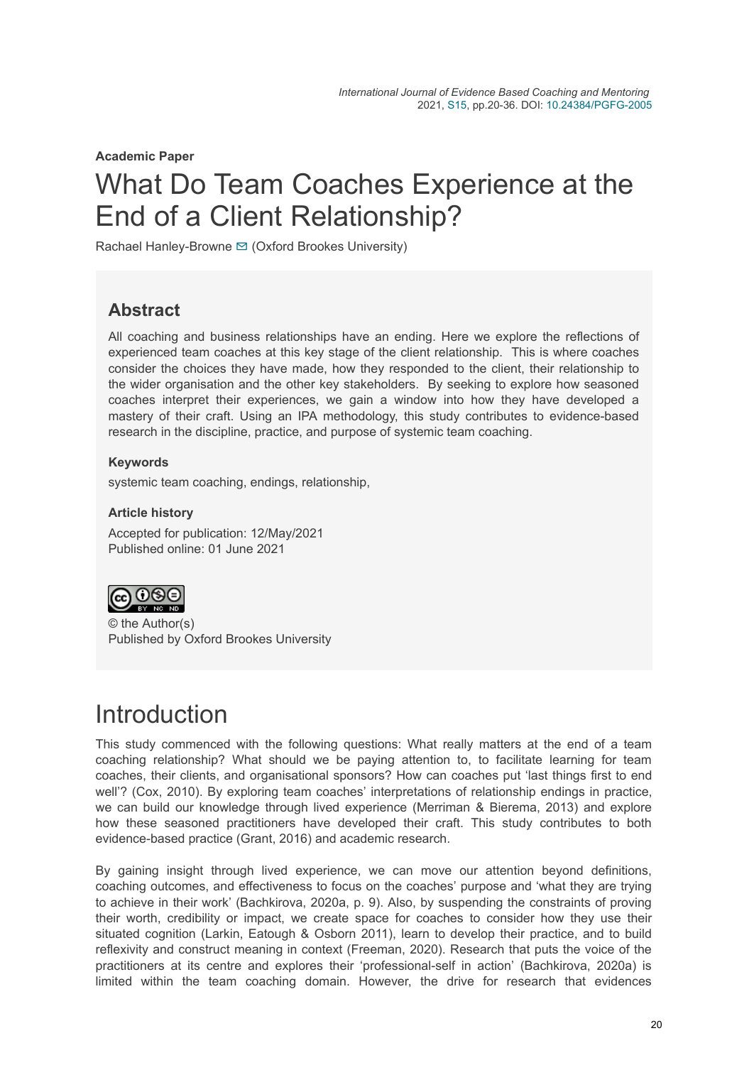International Journal of Evidence Based Coaching and Mentoring
2021, S15, pp.20-36. DOI: 10.24384/PGFG-2005

**Academic Paper**

# What Do Team Coaches Experience at the End of a Client Relationship?

Rachael Hanley-Browne (Oxford Brookes University)

## Abstract

All coaching and business relationships have an ending. Here we explore the reflections of experienced team coaches at this key stage of the client relationship. This is where coaches consider the choices they have made, how they responded to the client, their relationship to the wider organisation and the other key stakeholders. By seeking to explore how seasoned coaches interpret their experiences, we gain a window into how they have developed a mastery of their craft. Using an IPA methodology, this study contributes to evidence-based research in the discipline, practice, and purpose of systemic team coaching.

### Keywords

systemic team coaching, endings, relationship,

### Article history

Accepted for publication: 12/May/2021
Published online: 01 June 2021

© the Author(s)
Published by Oxford Brookes University

# Introduction

This study commenced with the following questions: What really matters at the end of a team coaching relationship? What should we be paying attention to, to facilitate learning for team coaches, their clients, and organisational sponsors? How can coaches put 'last things first to end well'? (Cox, 2010). By exploring team coaches' interpretations of relationship endings in practice, we can build our knowledge through lived experience (Merriman & Bierema, 2013) and explore how these seasoned practitioners have developed their craft. This study contributes to both evidence-based practice (Grant, 2016) and academic research.

By gaining insight through lived experience, we can move our attention beyond definitions, coaching outcomes, and effectiveness to focus on the coaches' purpose and 'what they are trying to achieve in their work' (Bachkirova, 2020a, p. 9). Also, by suspending the constraints of proving their worth, credibility or impact, we create space for coaches to consider how they use their situated cognition (Larkin, Eatough & Osborn 2011), learn to develop their practice, and to build reflexivity and construct meaning in context (Freeman, 2020). Research that puts the voice of the practitioners at its centre and explores their 'professional-self in action' (Bachkirova, 2020a) is limited within the team coaching domain. However, the drive for research that evidences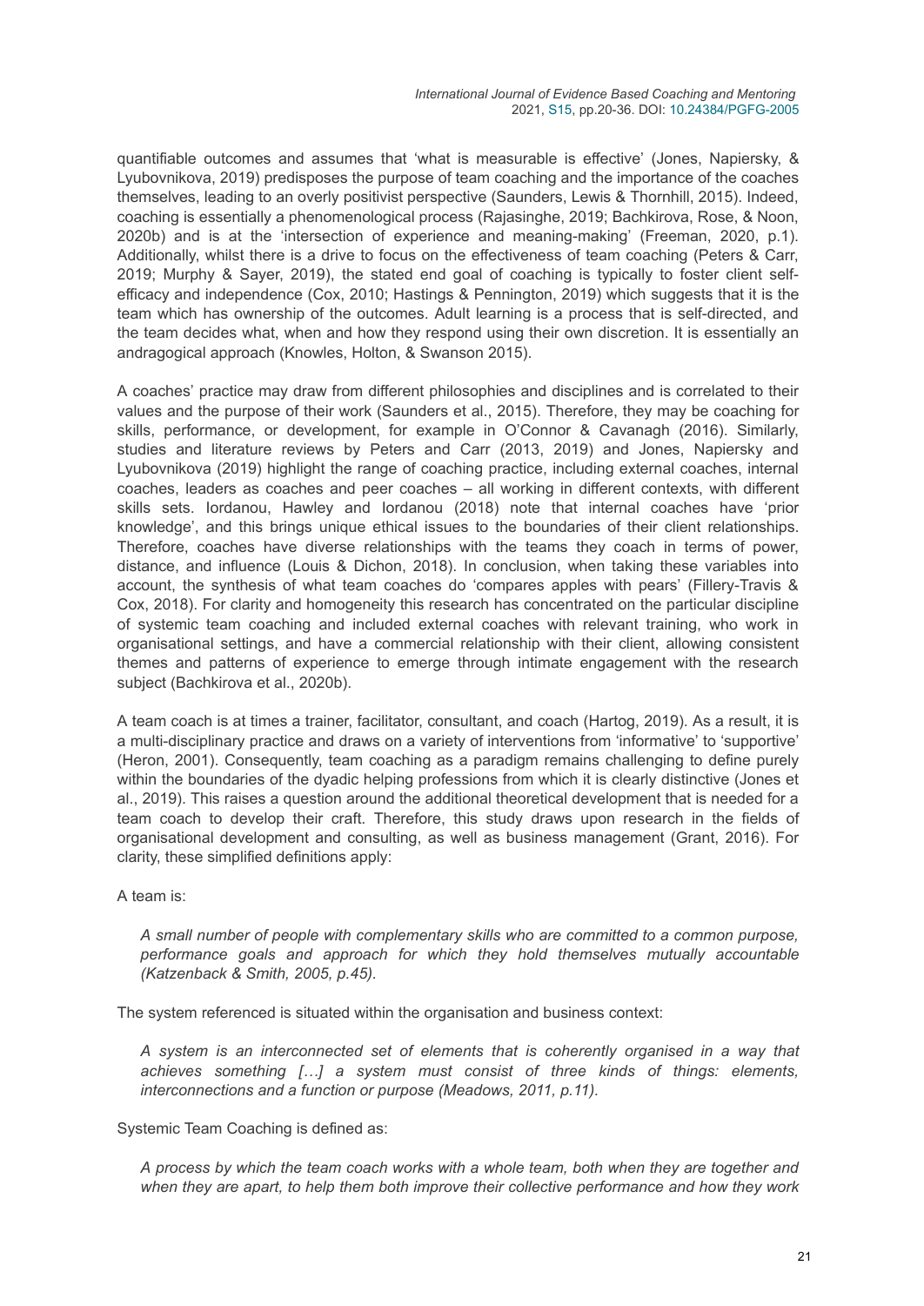quantifiable outcomes and assumes that 'what is measurable is effective' (Jones, Napiersky, & Lyubovnikova, 2019) predisposes the purpose of team coaching and the importance of the coaches themselves, leading to an overly positivist perspective (Saunders, Lewis & Thornhill, 2015). Indeed, coaching is essentially a phenomenological process (Rajasinghe, 2019; Bachkirova, Rose, & Noon, 2020b) and is at the 'intersection of experience and meaning-making' (Freeman, 2020, p.1). Additionally, whilst there is a drive to focus on the effectiveness of team coaching (Peters & Carr, 2019; Murphy & Sayer, 2019), the stated end goal of coaching is typically to foster client self-efficacy and independence (Cox, 2010; Hastings & Pennington, 2019) which suggests that it is the team which has ownership of the outcomes. Adult learning is a process that is self-directed, and the team decides what, when and how they respond using their own discretion. It is essentially an andragogical approach (Knowles, Holton, & Swanson 2015).

A coaches' practice may draw from different philosophies and disciplines and is correlated to their values and the purpose of their work (Saunders et al., 2015). Therefore, they may be coaching for skills, performance, or development, for example in O'Connor & Cavanagh (2016). Similarly, studies and literature reviews by Peters and Carr (2013, 2019) and Jones, Napiersky and Lyubovnikova (2019) highlight the range of coaching practice, including external coaches, internal coaches, leaders as coaches and peer coaches – all working in different contexts, with different skills sets. Iordanou, Hawley and Iordanou (2018) note that internal coaches have 'prior knowledge', and this brings unique ethical issues to the boundaries of their client relationships. Therefore, coaches have diverse relationships with the teams they coach in terms of power, distance, and influence (Louis & Dichon, 2018). In conclusion, when taking these variables into account, the synthesis of what team coaches do 'compares apples with pears' (Fillery-Travis & Cox, 2018). For clarity and homogeneity this research has concentrated on the particular discipline of systemic team coaching and included external coaches with relevant training, who work in organisational settings, and have a commercial relationship with their client, allowing consistent themes and patterns of experience to emerge through intimate engagement with the research subject (Bachkirova et al., 2020b).

A team coach is at times a trainer, facilitator, consultant, and coach (Hartog, 2019). As a result, it is a multi-disciplinary practice and draws on a variety of interventions from 'informative' to 'supportive' (Heron, 2001). Consequently, team coaching as a paradigm remains challenging to define purely within the boundaries of the dyadic helping professions from which it is clearly distinctive (Jones et al., 2019). This raises a question around the additional theoretical development that is needed for a team coach to develop their craft. Therefore, this study draws upon research in the fields of organisational development and consulting, as well as business management (Grant, 2016). For clarity, these simplified definitions apply:

A team is:

> *A small number of people with complementary skills who are committed to a common purpose, performance goals and approach for which they hold themselves mutually accountable (Katzenback & Smith, 2005, p.45).*

The system referenced is situated within the organisation and business context:

> *A system is an interconnected set of elements that is coherently organised in a way that achieves something […] a system must consist of three kinds of things: elements, interconnections and a function or purpose (Meadows, 2011, p.11).*

Systemic Team Coaching is defined as:

> *A process by which the team coach works with a whole team, both when they are together and when they are apart, to help them both improve their collective performance and how they work*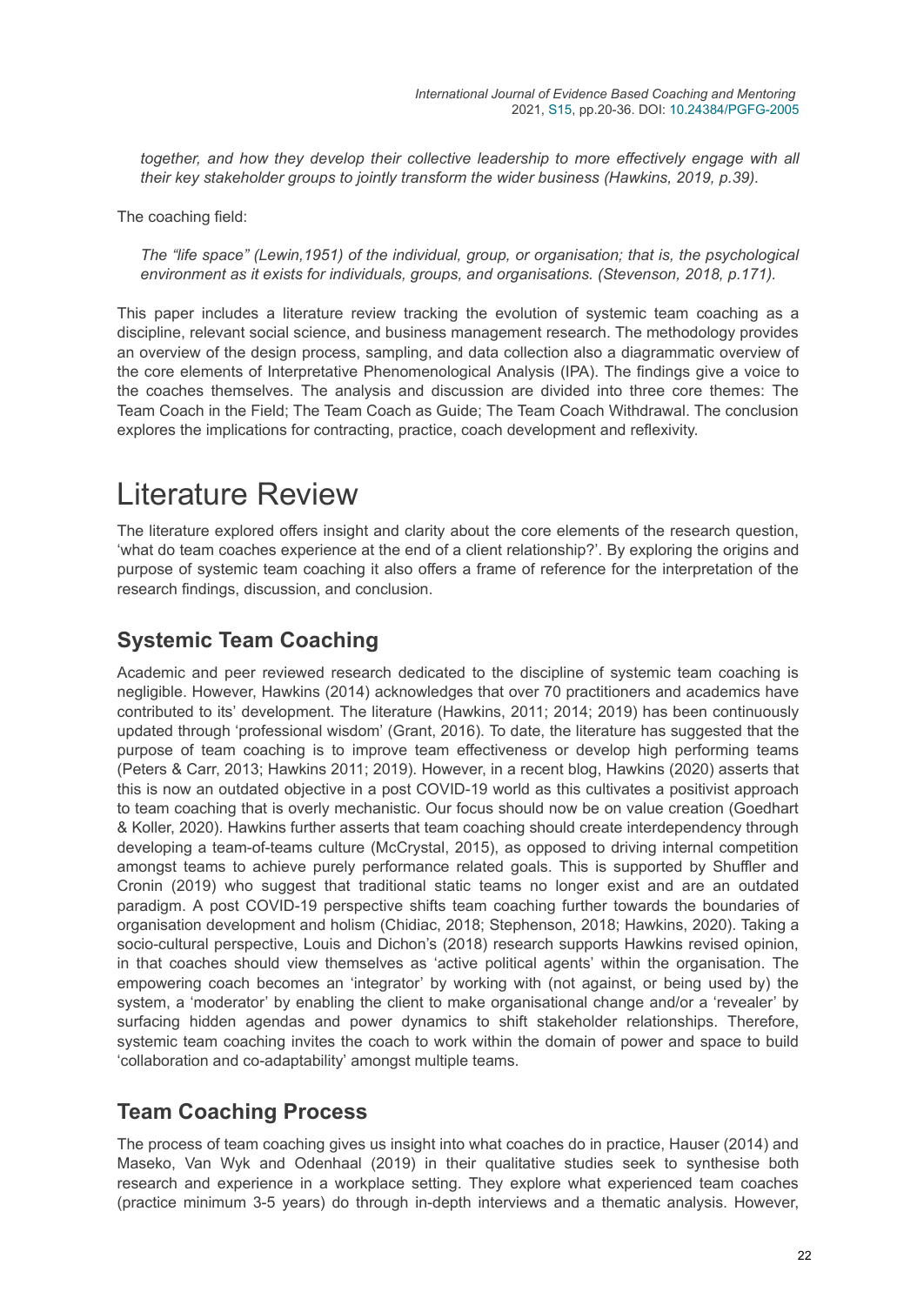*together, and how they develop their collective leadership to more effectively engage with all their key stakeholder groups to jointly transform the wider business (Hawkins, 2019, p.39).*

The coaching field:

*The "life space" (Lewin,1951) of the individual, group, or organisation; that is, the psychological environment as it exists for individuals, groups, and organisations. (Stevenson, 2018, p.171).*

This paper includes a literature review tracking the evolution of systemic team coaching as a discipline, relevant social science, and business management research. The methodology provides an overview of the design process, sampling, and data collection also a diagrammatic overview of the core elements of Interpretative Phenomenological Analysis (IPA). The findings give a voice to the coaches themselves. The analysis and discussion are divided into three core themes: The Team Coach in the Field; The Team Coach as Guide; The Team Coach Withdrawal. The conclusion explores the implications for contracting, practice, coach development and reflexivity.

# Literature Review

The literature explored offers insight and clarity about the core elements of the research question, 'what do team coaches experience at the end of a client relationship?'. By exploring the origins and purpose of systemic team coaching it also offers a frame of reference for the interpretation of the research findings, discussion, and conclusion.

## Systemic Team Coaching

Academic and peer reviewed research dedicated to the discipline of systemic team coaching is negligible. However, Hawkins (2014) acknowledges that over 70 practitioners and academics have contributed to its' development. The literature (Hawkins, 2011; 2014; 2019) has been continuously updated through 'professional wisdom' (Grant, 2016). To date, the literature has suggested that the purpose of team coaching is to improve team effectiveness or develop high performing teams (Peters & Carr, 2013; Hawkins 2011; 2019). However, in a recent blog, Hawkins (2020) asserts that this is now an outdated objective in a post COVID-19 world as this cultivates a positivist approach to team coaching that is overly mechanistic. Our focus should now be on value creation (Goedhart & Koller, 2020). Hawkins further asserts that team coaching should create interdependency through developing a team-of-teams culture (McCrystal, 2015), as opposed to driving internal competition amongst teams to achieve purely performance related goals. This is supported by Shuffler and Cronin (2019) who suggest that traditional static teams no longer exist and are an outdated paradigm. A post COVID-19 perspective shifts team coaching further towards the boundaries of organisation development and holism (Chidiac, 2018; Stephenson, 2018; Hawkins, 2020). Taking a socio-cultural perspective, Louis and Dichon's (2018) research supports Hawkins revised opinion, in that coaches should view themselves as 'active political agents' within the organisation. The empowering coach becomes an 'integrator' by working with (not against, or being used by) the system, a 'moderator' by enabling the client to make organisational change and/or a 'revealer' by surfacing hidden agendas and power dynamics to shift stakeholder relationships. Therefore, systemic team coaching invites the coach to work within the domain of power and space to build 'collaboration and co-adaptability' amongst multiple teams.

## Team Coaching Process

The process of team coaching gives us insight into what coaches do in practice, Hauser (2014) and Maseko, Van Wyk and Odenhaal (2019) in their qualitative studies seek to synthesise both research and experience in a workplace setting. They explore what experienced team coaches (practice minimum 3-5 years) do through in-depth interviews and a thematic analysis. However,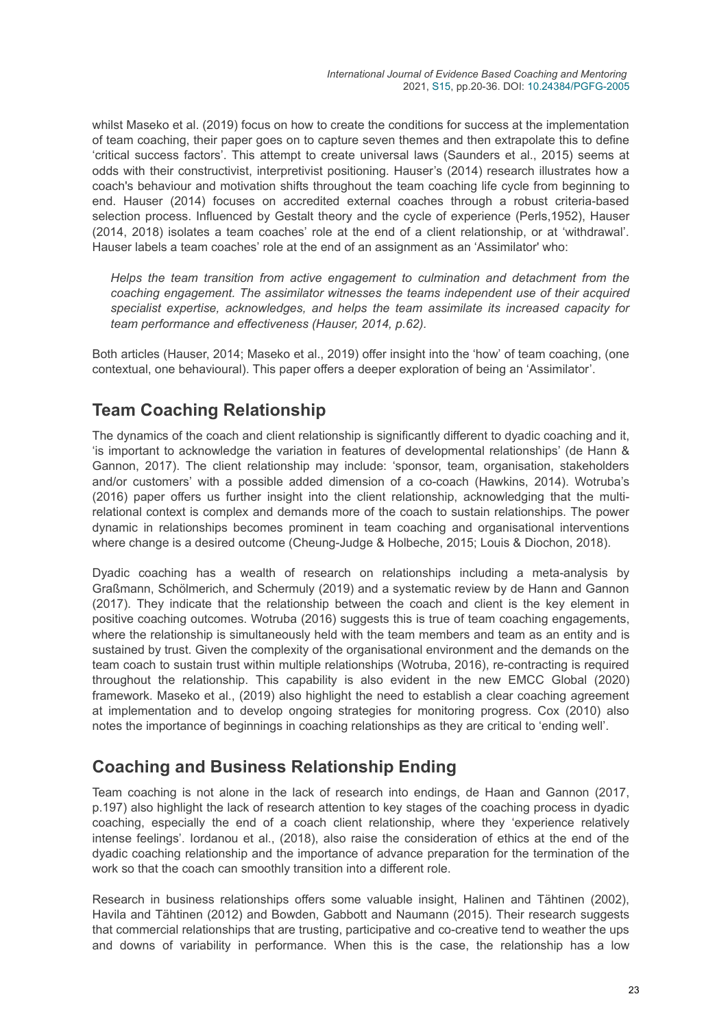whilst Maseko et al. (2019) focus on how to create the conditions for success at the implementation of team coaching, their paper goes on to capture seven themes and then extrapolate this to define 'critical success factors'. This attempt to create universal laws (Saunders et al., 2015) seems at odds with their constructivist, interpretivist positioning. Hauser's (2014) research illustrates how a coach's behaviour and motivation shifts throughout the team coaching life cycle from beginning to end. Hauser (2014) focuses on accredited external coaches through a robust criteria-based selection process. Influenced by Gestalt theory and the cycle of experience (Perls,1952), Hauser (2014, 2018) isolates a team coaches' role at the end of a client relationship, or at 'withdrawal'. Hauser labels a team coaches' role at the end of an assignment as an 'Assimilator' who:

> *Helps the team transition from active engagement to culmination and detachment from the coaching engagement. The assimilator witnesses the teams independent use of their acquired specialist expertise, acknowledges, and helps the team assimilate its increased capacity for team performance and effectiveness (Hauser, 2014, p.62).*

Both articles (Hauser, 2014; Maseko et al., 2019) offer insight into the 'how' of team coaching, (one contextual, one behavioural). This paper offers a deeper exploration of being an 'Assimilator'.

## Team Coaching Relationship

The dynamics of the coach and client relationship is significantly different to dyadic coaching and it, 'is important to acknowledge the variation in features of developmental relationships' (de Hann & Gannon, 2017). The client relationship may include: 'sponsor, team, organisation, stakeholders and/or customers' with a possible added dimension of a co-coach (Hawkins, 2014). Wotruba's (2016) paper offers us further insight into the client relationship, acknowledging that the multi-relational context is complex and demands more of the coach to sustain relationships. The power dynamic in relationships becomes prominent in team coaching and organisational interventions where change is a desired outcome (Cheung-Judge & Holbeche, 2015; Louis & Diochon, 2018).

Dyadic coaching has a wealth of research on relationships including a meta-analysis by Graßmann, Schölmerich, and Schermuly (2019) and a systematic review by de Hann and Gannon (2017). They indicate that the relationship between the coach and client is the key element in positive coaching outcomes. Wotruba (2016) suggests this is true of team coaching engagements, where the relationship is simultaneously held with the team members and team as an entity and is sustained by trust. Given the complexity of the organisational environment and the demands on the team coach to sustain trust within multiple relationships (Wotruba, 2016), re-contracting is required throughout the relationship. This capability is also evident in the new EMCC Global (2020) framework. Maseko et al., (2019) also highlight the need to establish a clear coaching agreement at implementation and to develop ongoing strategies for monitoring progress. Cox (2010) also notes the importance of beginnings in coaching relationships as they are critical to 'ending well'.

## Coaching and Business Relationship Ending

Team coaching is not alone in the lack of research into endings, de Haan and Gannon (2017, p.197) also highlight the lack of research attention to key stages of the coaching process in dyadic coaching, especially the end of a coach client relationship, where they 'experience relatively intense feelings'. Iordanou et al., (2018), also raise the consideration of ethics at the end of the dyadic coaching relationship and the importance of advance preparation for the termination of the work so that the coach can smoothly transition into a different role.

Research in business relationships offers some valuable insight, Halinen and Tähtinen (2002), Havila and Tähtinen (2012) and Bowden, Gabbott and Naumann (2015). Their research suggests that commercial relationships that are trusting, participative and co-creative tend to weather the ups and downs of variability in performance. When this is the case, the relationship has a low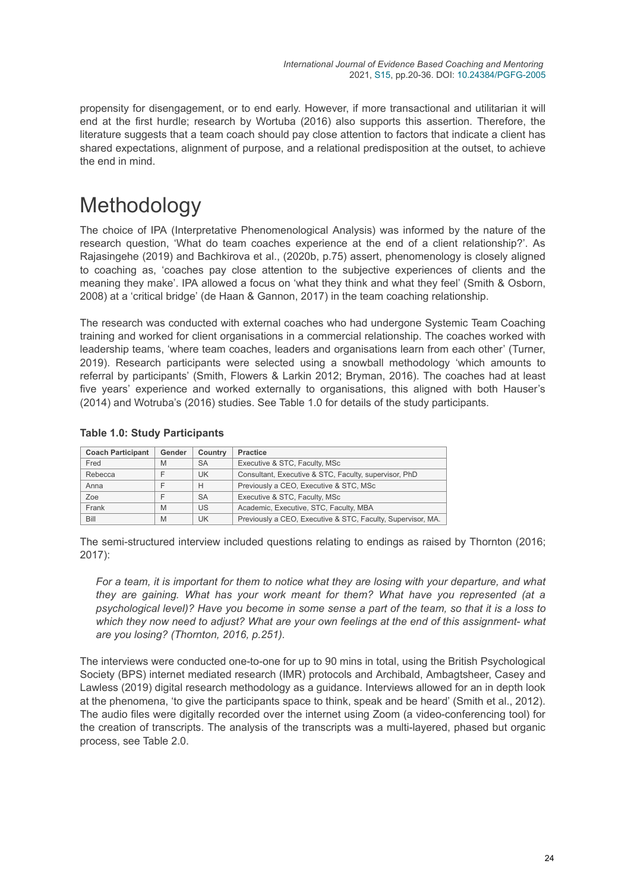propensity for disengagement, or to end early. However, if more transactional and utilitarian it will end at the first hurdle; research by Wortuba (2016) also supports this assertion. Therefore, the literature suggests that a team coach should pay close attention to factors that indicate a client has shared expectations, alignment of purpose, and a relational predisposition at the outset, to achieve the end in mind.

# Methodology

The choice of IPA (Interpretative Phenomenological Analysis) was informed by the nature of the research question, 'What do team coaches experience at the end of a client relationship?'. As Rajasingehe (2019) and Bachkirova et al., (2020b, p.75) assert, phenomenology is closely aligned to coaching as, 'coaches pay close attention to the subjective experiences of clients and the meaning they make'. IPA allowed a focus on 'what they think and what they feel' (Smith & Osborn, 2008) at a 'critical bridge' (de Haan & Gannon, 2017) in the team coaching relationship.

The research was conducted with external coaches who had undergone Systemic Team Coaching training and worked for client organisations in a commercial relationship. The coaches worked with leadership teams, 'where team coaches, leaders and organisations learn from each other' (Turner, 2019). Research participants were selected using a snowball methodology 'which amounts to referral by participants' (Smith, Flowers & Larkin 2012; Bryman, 2016). The coaches had at least five years' experience and worked externally to organisations, this aligned with both Hauser's (2014) and Wotruba's (2016) studies. See Table 1.0 for details of the study participants.

**Table 1.0: Study Participants**

| Coach Participant | Gender | Country | Practice |
|---|---|---|---|
| Fred | M | SA | Executive & STC, Faculty, MSc |
| Rebecca | F | UK | Consultant, Executive & STC, Faculty, supervisor, PhD |
| Anna | F | H | Previously a CEO, Executive & STC, MSc |
| Zoe | F | SA | Executive & STC, Faculty, MSc |
| Frank | M | US | Academic, Executive, STC, Faculty, MBA |
| Bill | M | UK | Previously a CEO, Executive & STC, Faculty, Supervisor, MA. |

The semi-structured interview included questions relating to endings as raised by Thornton (2016; 2017):

> *For a team, it is important for them to notice what they are losing with your departure, and what they are gaining. What has your work meant for them? What have you represented (at a psychological level)? Have you become in some sense a part of the team, so that it is a loss to which they now need to adjust? What are your own feelings at the end of this assignment- what are you losing? (Thornton, 2016, p.251).*

The interviews were conducted one-to-one for up to 90 mins in total, using the British Psychological Society (BPS) internet mediated research (IMR) protocols and Archibald, Ambagtsheer, Casey and Lawless (2019) digital research methodology as a guidance. Interviews allowed for an in depth look at the phenomena, 'to give the participants space to think, speak and be heard' (Smith et al., 2012). The audio files were digitally recorded over the internet using Zoom (a video-conferencing tool) for the creation of transcripts. The analysis of the transcripts was a multi-layered, phased but organic process, see Table 2.0.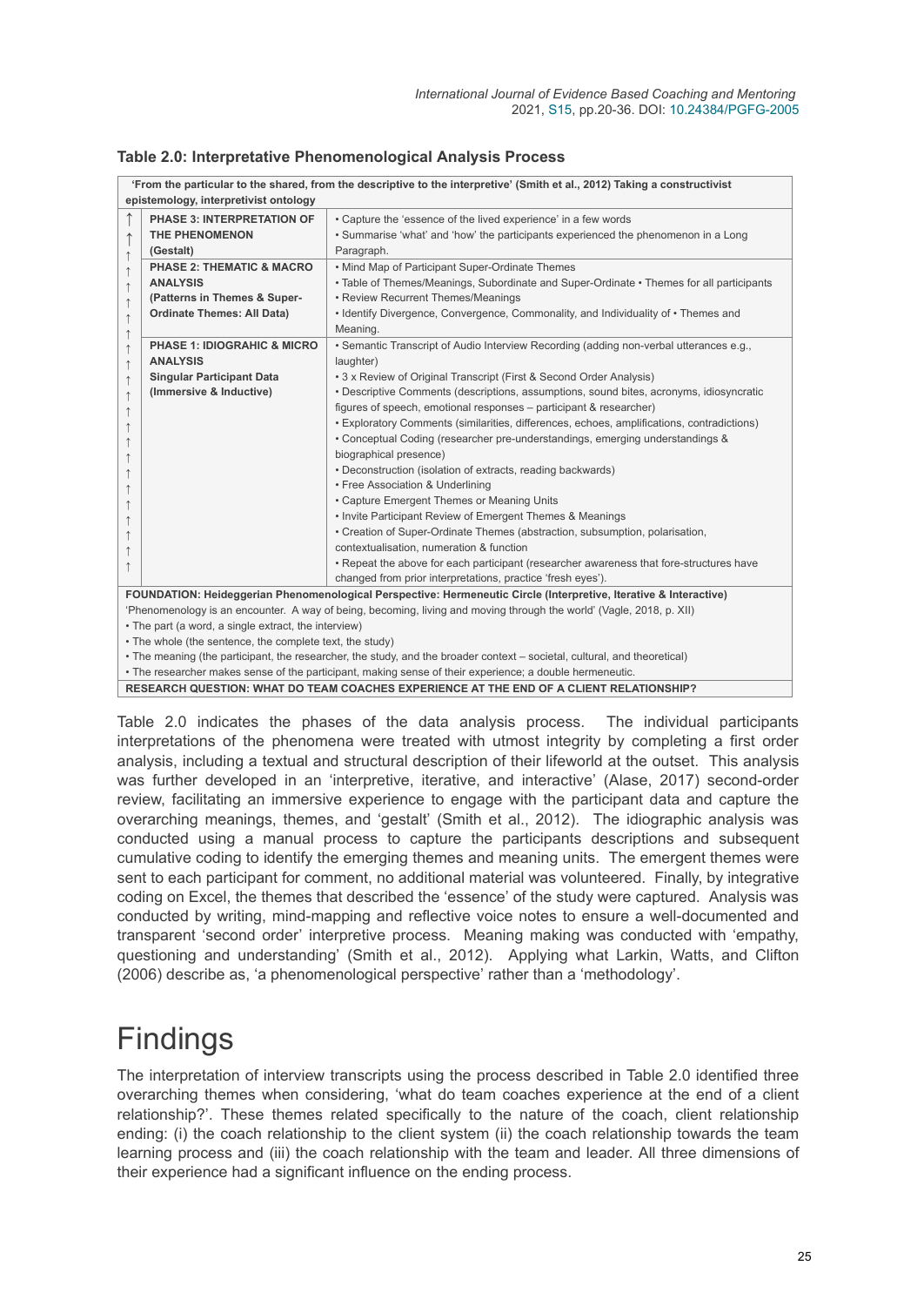**Table 2.0: Interpretative Phenomenological Analysis Process**

| 'From the particular to the shared, from the descriptive to the interpretive' (Smith et al., 2012) Taking a constructivist epistemology, interpretivist ontology | | |
|---|---|---|
| ↑ | **PHASE 3: INTERPRETATION OF THE PHENOMENON (Gestalt)** | • Capture the 'essence of the lived experience' in a few words<br>• Summarise 'what' and 'how' the participants experienced the phenomenon in a Long Paragraph. |
| ↑ | **PHASE 2: THEMATIC & MACRO ANALYSIS (Patterns in Themes & Super-Ordinate Themes: All Data)** | • Mind Map of Participant Super-Ordinate Themes<br>• Table of Themes/Meanings, Subordinate and Super-Ordinate • Themes for all participants<br>• Review Recurrent Themes/Meanings<br>• Identify Divergence, Convergence, Commonality, and Individuality of • Themes and Meaning. |
| ↑ | **PHASE 1: IDIOGRAPHIC & MICRO ANALYSIS Singular Participant Data (Immersive & Inductive)** | • Semantic Transcript of Audio Interview Recording (adding non-verbal utterances e.g., laughter)<br>• 3 x Review of Original Transcript (First & Second Order Analysis)<br>• Descriptive Comments (descriptions, assumptions, sound bites, acronyms, idiosyncratic figures of speech, emotional responses – participant & researcher)<br>• Exploratory Comments (similarities, differences, echoes, amplifications, contradictions)<br>• Conceptual Coding (researcher pre-understandings, emerging understandings & biographical presence)<br>• Deconstruction (isolation of extracts, reading backwards)<br>• Free Association & Underlining<br>• Capture Emergent Themes or Meaning Units<br>• Invite Participant Review of Emergent Themes & Meanings<br>• Creation of Super-Ordinate Themes (abstraction, subsumption, polarisation, contextualisation, numeration & function<br>• Repeat the above for each participant (researcher awareness that fore-structures have changed from prior interpretations, practice 'fresh eyes'). |
| **FOUNDATION: Heideggerian Phenomenological Perspective: Hermeneutic Circle (Interpretive, Iterative & Interactive)**<br>'Phenomenology is an encounter. A way of being, becoming, living and moving through the world' (Vagle, 2018, p. XII)<br>• The part (a word, a single extract, the interview)<br>• The whole (the sentence, the complete text, the study)<br>• The meaning (the participant, the researcher, the study, and the broader context – societal, cultural, and theoretical)<br>• The researcher makes sense of the participant, making sense of their experience; a double hermeneutic. | | |
| **RESEARCH QUESTION: WHAT DO TEAM COACHES EXPERIENCE AT THE END OF A CLIENT RELATIONSHIP?** | | |

Table 2.0 indicates the phases of the data analysis process. The individual participants interpretations of the phenomena were treated with utmost integrity by completing a first order analysis, including a textual and structural description of their lifeworld at the outset. This analysis was further developed in an 'interpretive, iterative, and interactive' (Alase, 2017) second-order review, facilitating an immersive experience to engage with the participant data and capture the overarching meanings, themes, and 'gestalt' (Smith et al., 2012). The idiographic analysis was conducted using a manual process to capture the participants descriptions and subsequent cumulative coding to identify the emerging themes and meaning units. The emergent themes were sent to each participant for comment, no additional material was volunteered. Finally, by integrative coding on Excel, the themes that described the 'essence' of the study were captured. Analysis was conducted by writing, mind-mapping and reflective voice notes to ensure a well-documented and transparent 'second order' interpretive process. Meaning making was conducted with 'empathy, questioning and understanding' (Smith et al., 2012). Applying what Larkin, Watts, and Clifton (2006) describe as, 'a phenomenological perspective' rather than a 'methodology'.

# Findings

The interpretation of interview transcripts using the process described in Table 2.0 identified three overarching themes when considering, 'what do team coaches experience at the end of a client relationship?'. These themes related specifically to the nature of the coach, client relationship ending: (i) the coach relationship to the client system (ii) the coach relationship towards the team learning process and (iii) the coach relationship with the team and leader. All three dimensions of their experience had a significant influence on the ending process.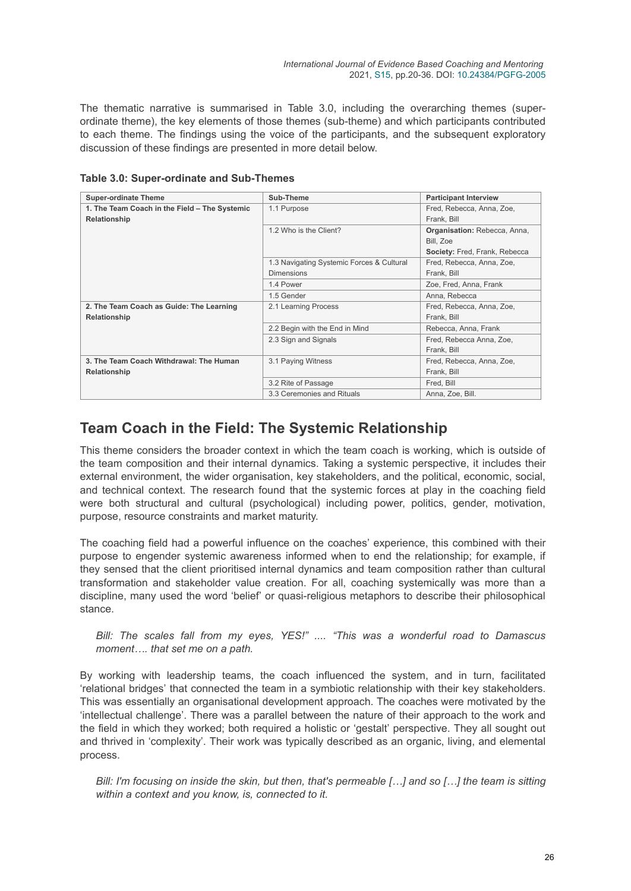The thematic narrative is summarised in Table 3.0, including the overarching themes (super-ordinate theme), the key elements of those themes (sub-theme) and which participants contributed to each theme. The findings using the voice of the participants, and the subsequent exploratory discussion of these findings are presented in more detail below.

**Table 3.0: Super-ordinate and Sub-Themes**

| Super-ordinate Theme | Sub-Theme | Participant Interview |
|---|---|---|
| **1. The Team Coach in the Field – The Systemic Relationship** | 1.1 Purpose | Fred, Rebecca, Anna, Zoe, Frank, Bill |
| | 1.2 Who is the Client? | **Organisation:** Rebecca, Anna, Bill, Zoe<br>**Society:** Fred, Frank, Rebecca |
| | 1.3 Navigating Systemic Forces & Cultural Dimensions | Fred, Rebecca, Anna, Zoe, Frank, Bill |
| | 1.4 Power | Zoe, Fred, Anna, Frank |
| | 1.5 Gender | Anna, Rebecca |
| **2. The Team Coach as Guide: The Learning Relationship** | 2.1 Learning Process | Fred, Rebecca, Anna, Zoe, Frank, Bill |
| | 2.2 Begin with the End in Mind | Rebecca, Anna, Frank |
| | 2.3 Sign and Signals | Fred, Rebecca Anna, Zoe, Frank, Bill |
| **3. The Team Coach Withdrawal: The Human Relationship** | 3.1 Paying Witness | Fred, Rebecca, Anna, Zoe, Frank, Bill |
| | 3.2 Rite of Passage | Fred, Bill |
| | 3.3 Ceremonies and Rituals | Anna, Zoe, Bill. |

## Team Coach in the Field: The Systemic Relationship

This theme considers the broader context in which the team coach is working, which is outside of the team composition and their internal dynamics. Taking a systemic perspective, it includes their external environment, the wider organisation, key stakeholders, and the political, economic, social, and technical context. The research found that the systemic forces at play in the coaching field were both structural and cultural (psychological) including power, politics, gender, motivation, purpose, resource constraints and market maturity.

The coaching field had a powerful influence on the coaches' experience, this combined with their purpose to engender systemic awareness informed when to end the relationship; for example, if they sensed that the client prioritised internal dynamics and team composition rather than cultural transformation and stakeholder value creation. For all, coaching systemically was more than a discipline, many used the word 'belief' or quasi-religious metaphors to describe their philosophical stance.

> *Bill: The scales fall from my eyes, YES!" .... "This was a wonderful road to Damascus moment…. that set me on a path.*

By working with leadership teams, the coach influenced the system, and in turn, facilitated 'relational bridges' that connected the team in a symbiotic relationship with their key stakeholders. This was essentially an organisational development approach. The coaches were motivated by the 'intellectual challenge'. There was a parallel between the nature of their approach to the work and the field in which they worked; both required a holistic or 'gestalt' perspective. They all sought out and thrived in 'complexity'. Their work was typically described as an organic, living, and elemental process.

> *Bill: I'm focusing on inside the skin, but then, that's permeable […] and so […] the team is sitting within a context and you know, is, connected to it.*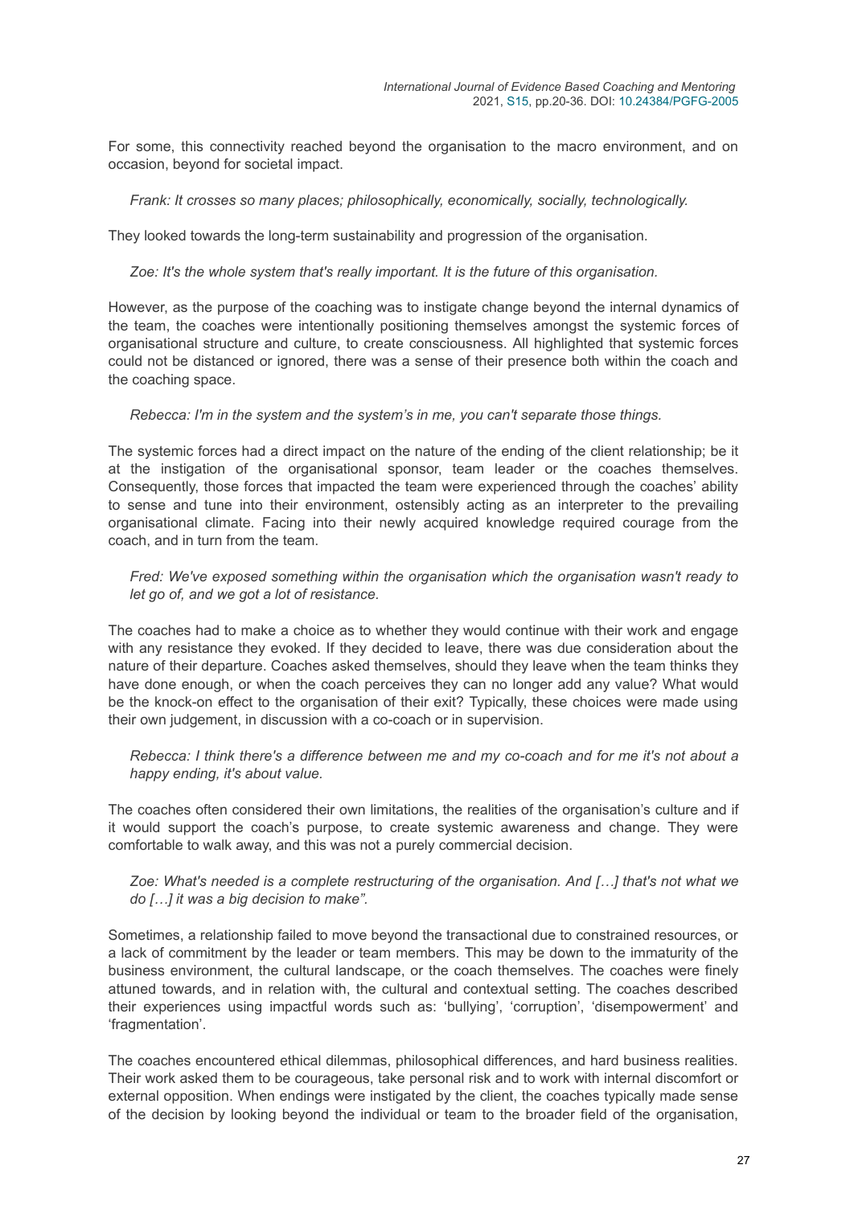For some, this connectivity reached beyond the organisation to the macro environment, and on occasion, beyond for societal impact.

> *Frank: It crosses so many places; philosophically, economically, socially, technologically.*

They looked towards the long-term sustainability and progression of the organisation.

> *Zoe: It's the whole system that's really important. It is the future of this organisation.*

However, as the purpose of the coaching was to instigate change beyond the internal dynamics of the team, the coaches were intentionally positioning themselves amongst the systemic forces of organisational structure and culture, to create consciousness. All highlighted that systemic forces could not be distanced or ignored, there was a sense of their presence both within the coach and the coaching space.

> *Rebecca: I'm in the system and the system's in me, you can't separate those things.*

The systemic forces had a direct impact on the nature of the ending of the client relationship; be it at the instigation of the organisational sponsor, team leader or the coaches themselves. Consequently, those forces that impacted the team were experienced through the coaches' ability to sense and tune into their environment, ostensibly acting as an interpreter to the prevailing organisational climate. Facing into their newly acquired knowledge required courage from the coach, and in turn from the team.

> *Fred: We've exposed something within the organisation which the organisation wasn't ready to let go of, and we got a lot of resistance.*

The coaches had to make a choice as to whether they would continue with their work and engage with any resistance they evoked. If they decided to leave, there was due consideration about the nature of their departure. Coaches asked themselves, should they leave when the team thinks they have done enough, or when the coach perceives they can no longer add any value? What would be the knock-on effect to the organisation of their exit? Typically, these choices were made using their own judgement, in discussion with a co-coach or in supervision.

> *Rebecca: I think there's a difference between me and my co-coach and for me it's not about a happy ending, it's about value.*

The coaches often considered their own limitations, the realities of the organisation's culture and if it would support the coach's purpose, to create systemic awareness and change. They were comfortable to walk away, and this was not a purely commercial decision.

> *Zoe: What's needed is a complete restructuring of the organisation. And […] that's not what we do […] it was a big decision to make".*

Sometimes, a relationship failed to move beyond the transactional due to constrained resources, or a lack of commitment by the leader or team members. This may be down to the immaturity of the business environment, the cultural landscape, or the coach themselves. The coaches were finely attuned towards, and in relation with, the cultural and contextual setting. The coaches described their experiences using impactful words such as: 'bullying', 'corruption', 'disempowerment' and 'fragmentation'.

The coaches encountered ethical dilemmas, philosophical differences, and hard business realities. Their work asked them to be courageous, take personal risk and to work with internal discomfort or external opposition. When endings were instigated by the client, the coaches typically made sense of the decision by looking beyond the individual or team to the broader field of the organisation,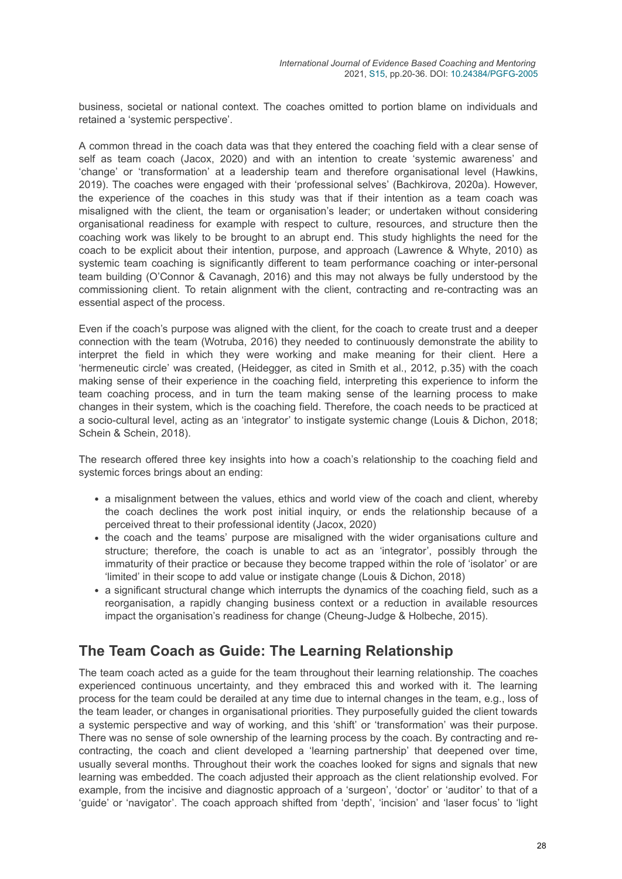business, societal or national context. The coaches omitted to portion blame on individuals and retained a 'systemic perspective'.

A common thread in the coach data was that they entered the coaching field with a clear sense of self as team coach (Jacox, 2020) and with an intention to create 'systemic awareness' and 'change' or 'transformation' at a leadership team and therefore organisational level (Hawkins, 2019). The coaches were engaged with their 'professional selves' (Bachkirova, 2020a). However, the experience of the coaches in this study was that if their intention as a team coach was misaligned with the client, the team or organisation's leader; or undertaken without considering organisational readiness for example with respect to culture, resources, and structure then the coaching work was likely to be brought to an abrupt end. This study highlights the need for the coach to be explicit about their intention, purpose, and approach (Lawrence & Whyte, 2010) as systemic team coaching is significantly different to team performance coaching or inter-personal team building (O'Connor & Cavanagh, 2016) and this may not always be fully understood by the commissioning client. To retain alignment with the client, contracting and re-contracting was an essential aspect of the process.

Even if the coach's purpose was aligned with the client, for the coach to create trust and a deeper connection with the team (Wotruba, 2016) they needed to continuously demonstrate the ability to interpret the field in which they were working and make meaning for their client. Here a 'hermeneutic circle' was created, (Heidegger, as cited in Smith et al., 2012, p.35) with the coach making sense of their experience in the coaching field, interpreting this experience to inform the team coaching process, and in turn the team making sense of the learning process to make changes in their system, which is the coaching field. Therefore, the coach needs to be practiced at a socio-cultural level, acting as an 'integrator' to instigate systemic change (Louis & Dichon, 2018; Schein & Schein, 2018).

The research offered three key insights into how a coach's relationship to the coaching field and systemic forces brings about an ending:

- a misalignment between the values, ethics and world view of the coach and client, whereby the coach declines the work post initial inquiry, or ends the relationship because of a perceived threat to their professional identity (Jacox, 2020)
- the coach and the teams' purpose are misaligned with the wider organisations culture and structure; therefore, the coach is unable to act as an 'integrator', possibly through the immaturity of their practice or because they become trapped within the role of 'isolator' or are 'limited' in their scope to add value or instigate change (Louis & Dichon, 2018)
- a significant structural change which interrupts the dynamics of the coaching field, such as a reorganisation, a rapidly changing business context or a reduction in available resources impact the organisation's readiness for change (Cheung-Judge & Holbeche, 2015).

## The Team Coach as Guide: The Learning Relationship

The team coach acted as a guide for the team throughout their learning relationship. The coaches experienced continuous uncertainty, and they embraced this and worked with it. The learning process for the team could be derailed at any time due to internal changes in the team, e.g., loss of the team leader, or changes in organisational priorities. They purposefully guided the client towards a systemic perspective and way of working, and this 'shift' or 'transformation' was their purpose. There was no sense of sole ownership of the learning process by the coach. By contracting and re-contracting, the coach and client developed a 'learning partnership' that deepened over time, usually several months. Throughout their work the coaches looked for signs and signals that new learning was embedded. The coach adjusted their approach as the client relationship evolved. For example, from the incisive and diagnostic approach of a 'surgeon', 'doctor' or 'auditor' to that of a 'guide' or 'navigator'. The coach approach shifted from 'depth', 'incision' and 'laser focus' to 'light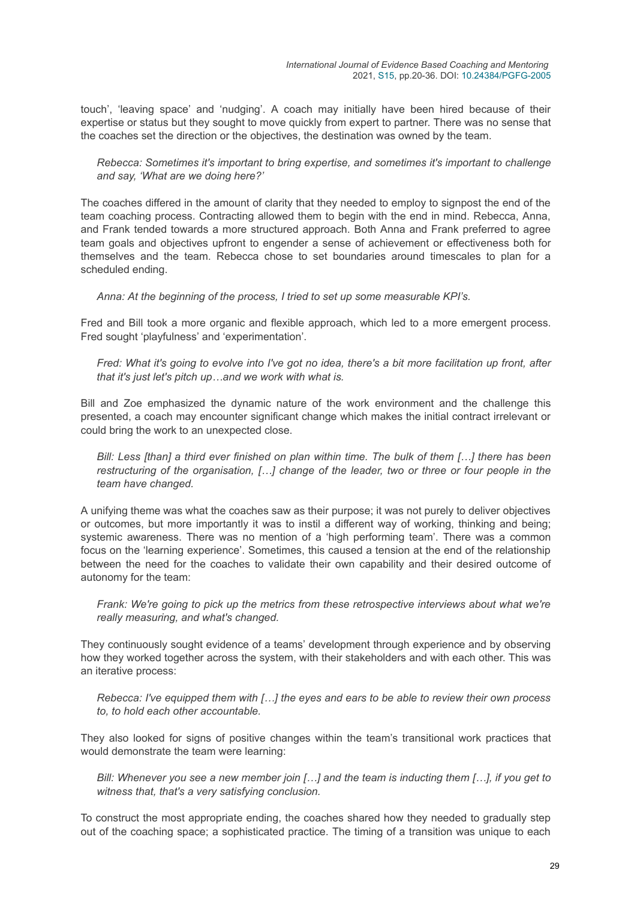touch', 'leaving space' and 'nudging'. A coach may initially have been hired because of their expertise or status but they sought to move quickly from expert to partner. There was no sense that the coaches set the direction or the objectives, the destination was owned by the team.

> *Rebecca: Sometimes it's important to bring expertise, and sometimes it's important to challenge and say, 'What are we doing here?'*

The coaches differed in the amount of clarity that they needed to employ to signpost the end of the team coaching process. Contracting allowed them to begin with the end in mind. Rebecca, Anna, and Frank tended towards a more structured approach. Both Anna and Frank preferred to agree team goals and objectives upfront to engender a sense of achievement or effectiveness both for themselves and the team. Rebecca chose to set boundaries around timescales to plan for a scheduled ending.

> *Anna: At the beginning of the process, I tried to set up some measurable KPI's.*

Fred and Bill took a more organic and flexible approach, which led to a more emergent process. Fred sought 'playfulness' and 'experimentation'.

> *Fred: What it's going to evolve into I've got no idea, there's a bit more facilitation up front, after that it's just let's pitch up…and we work with what is.*

Bill and Zoe emphasized the dynamic nature of the work environment and the challenge this presented, a coach may encounter significant change which makes the initial contract irrelevant or could bring the work to an unexpected close.

> *Bill: Less [than] a third ever finished on plan within time. The bulk of them […] there has been restructuring of the organisation, […] change of the leader, two or three or four people in the team have changed.*

A unifying theme was what the coaches saw as their purpose; it was not purely to deliver objectives or outcomes, but more importantly it was to instil a different way of working, thinking and being; systemic awareness. There was no mention of a 'high performing team'. There was a common focus on the 'learning experience'. Sometimes, this caused a tension at the end of the relationship between the need for the coaches to validate their own capability and their desired outcome of autonomy for the team:

> *Frank: We're going to pick up the metrics from these retrospective interviews about what we're really measuring, and what's changed.*

They continuously sought evidence of a teams' development through experience and by observing how they worked together across the system, with their stakeholders and with each other. This was an iterative process:

> *Rebecca: I've equipped them with […] the eyes and ears to be able to review their own process to, to hold each other accountable.*

They also looked for signs of positive changes within the team's transitional work practices that would demonstrate the team were learning:

> *Bill: Whenever you see a new member join […] and the team is inducting them […], if you get to witness that, that's a very satisfying conclusion.*

To construct the most appropriate ending, the coaches shared how they needed to gradually step out of the coaching space; a sophisticated practice. The timing of a transition was unique to each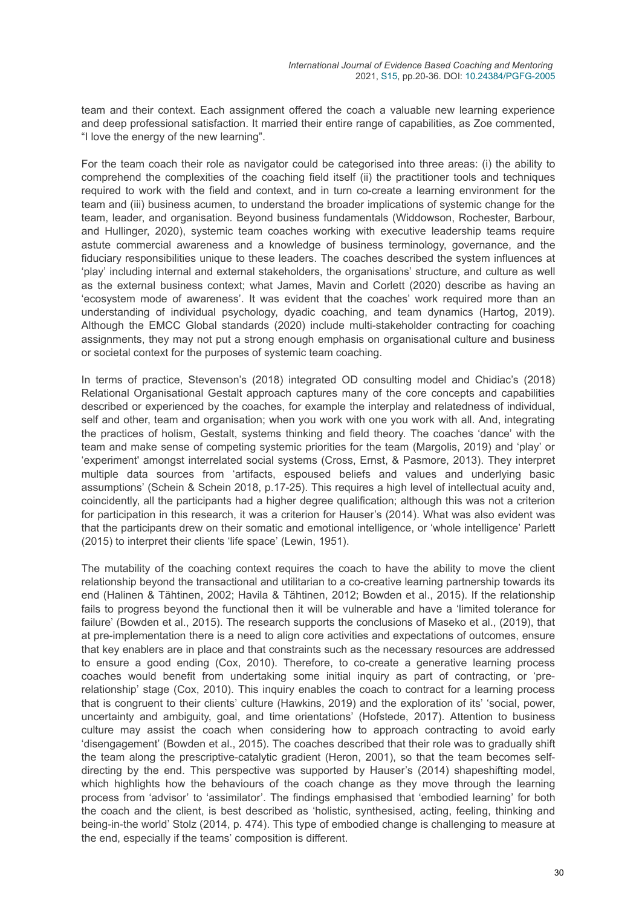team and their context. Each assignment offered the coach a valuable new learning experience and deep professional satisfaction. It married their entire range of capabilities, as Zoe commented, "I love the energy of the new learning".

For the team coach their role as navigator could be categorised into three areas: (i) the ability to comprehend the complexities of the coaching field itself (ii) the practitioner tools and techniques required to work with the field and context, and in turn co-create a learning environment for the team and (iii) business acumen, to understand the broader implications of systemic change for the team, leader, and organisation. Beyond business fundamentals (Widdowson, Rochester, Barbour, and Hullinger, 2020), systemic team coaches working with executive leadership teams require astute commercial awareness and a knowledge of business terminology, governance, and the fiduciary responsibilities unique to these leaders. The coaches described the system influences at 'play' including internal and external stakeholders, the organisations' structure, and culture as well as the external business context; what James, Mavin and Corlett (2020) describe as having an 'ecosystem mode of awareness'. It was evident that the coaches' work required more than an understanding of individual psychology, dyadic coaching, and team dynamics (Hartog, 2019). Although the EMCC Global standards (2020) include multi-stakeholder contracting for coaching assignments, they may not put a strong enough emphasis on organisational culture and business or societal context for the purposes of systemic team coaching.

In terms of practice, Stevenson's (2018) integrated OD consulting model and Chidiac's (2018) Relational Organisational Gestalt approach captures many of the core concepts and capabilities described or experienced by the coaches, for example the interplay and relatedness of individual, self and other, team and organisation; when you work with one you work with all. And, integrating the practices of holism, Gestalt, systems thinking and field theory. The coaches 'dance' with the team and make sense of competing systemic priorities for the team (Margolis, 2019) and 'play' or 'experiment' amongst interrelated social systems (Cross, Ernst, & Pasmore, 2013). They interpret multiple data sources from 'artifacts, espoused beliefs and values and underlying basic assumptions' (Schein & Schein 2018, p.17-25). This requires a high level of intellectual acuity and, coincidentally, all the participants had a higher degree qualification; although this was not a criterion for participation in this research, it was a criterion for Hauser's (2014). What was also evident was that the participants drew on their somatic and emotional intelligence, or 'whole intelligence' Parlett (2015) to interpret their clients 'life space' (Lewin, 1951).

The mutability of the coaching context requires the coach to have the ability to move the client relationship beyond the transactional and utilitarian to a co-creative learning partnership towards its end (Halinen & Tähtinen, 2002; Havila & Tähtinen, 2012; Bowden et al., 2015). If the relationship fails to progress beyond the functional then it will be vulnerable and have a 'limited tolerance for failure' (Bowden et al., 2015). The research supports the conclusions of Maseko et al., (2019), that at pre-implementation there is a need to align core activities and expectations of outcomes, ensure that key enablers are in place and that constraints such as the necessary resources are addressed to ensure a good ending (Cox, 2010). Therefore, to co-create a generative learning process coaches would benefit from undertaking some initial inquiry as part of contracting, or 'pre-relationship' stage (Cox, 2010). This inquiry enables the coach to contract for a learning process that is congruent to their clients' culture (Hawkins, 2019) and the exploration of its' 'social, power, uncertainty and ambiguity, goal, and time orientations' (Hofstede, 2017). Attention to business culture may assist the coach when considering how to approach contracting to avoid early 'disengagement' (Bowden et al., 2015). The coaches described that their role was to gradually shift the team along the prescriptive-catalytic gradient (Heron, 2001), so that the team becomes self-directing by the end. This perspective was supported by Hauser's (2014) shapeshifting model, which highlights how the behaviours of the coach change as they move through the learning process from 'advisor' to 'assimilator'. The findings emphasised that 'embodied learning' for both the coach and the client, is best described as 'holistic, synthesised, acting, feeling, thinking and being-in-the world' Stolz (2014, p. 474). This type of embodied change is challenging to measure at the end, especially if the teams' composition is different.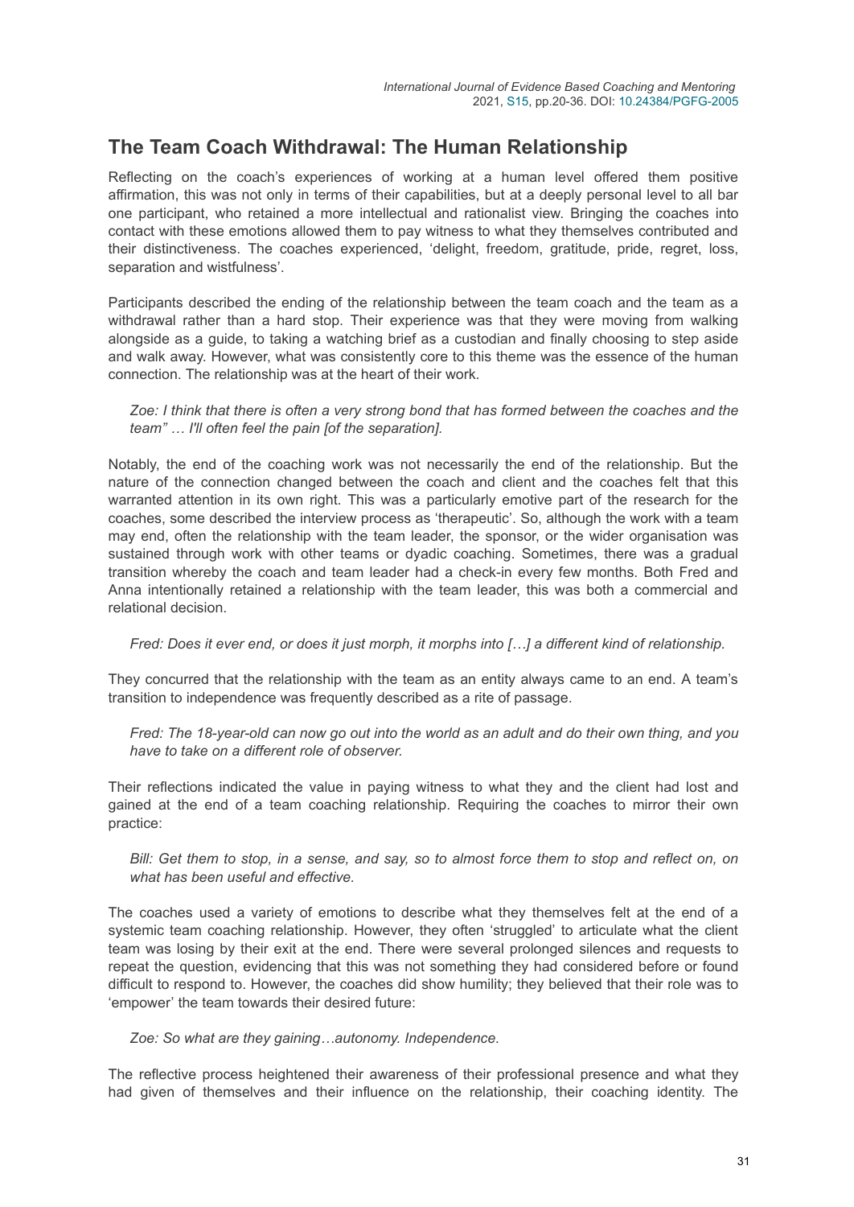## The Team Coach Withdrawal: The Human Relationship

Reflecting on the coach's experiences of working at a human level offered them positive affirmation, this was not only in terms of their capabilities, but at a deeply personal level to all bar one participant, who retained a more intellectual and rationalist view. Bringing the coaches into contact with these emotions allowed them to pay witness to what they themselves contributed and their distinctiveness. The coaches experienced, 'delight, freedom, gratitude, pride, regret, loss, separation and wistfulness'.

Participants described the ending of the relationship between the team coach and the team as a withdrawal rather than a hard stop. Their experience was that they were moving from walking alongside as a guide, to taking a watching brief as a custodian and finally choosing to step aside and walk away. However, what was consistently core to this theme was the essence of the human connection. The relationship was at the heart of their work.

> *Zoe: I think that there is often a very strong bond that has formed between the coaches and the team" … I'll often feel the pain [of the separation].*

Notably, the end of the coaching work was not necessarily the end of the relationship. But the nature of the connection changed between the coach and client and the coaches felt that this warranted attention in its own right. This was a particularly emotive part of the research for the coaches, some described the interview process as 'therapeutic'. So, although the work with a team may end, often the relationship with the team leader, the sponsor, or the wider organisation was sustained through work with other teams or dyadic coaching. Sometimes, there was a gradual transition whereby the coach and team leader had a check-in every few months. Both Fred and Anna intentionally retained a relationship with the team leader, this was both a commercial and relational decision.

> *Fred: Does it ever end, or does it just morph, it morphs into […] a different kind of relationship.*

They concurred that the relationship with the team as an entity always came to an end. A team's transition to independence was frequently described as a rite of passage.

> *Fred: The 18-year-old can now go out into the world as an adult and do their own thing, and you have to take on a different role of observer.*

Their reflections indicated the value in paying witness to what they and the client had lost and gained at the end of a team coaching relationship. Requiring the coaches to mirror their own practice:

> *Bill: Get them to stop, in a sense, and say, so to almost force them to stop and reflect on, on what has been useful and effective.*

The coaches used a variety of emotions to describe what they themselves felt at the end of a systemic team coaching relationship. However, they often 'struggled' to articulate what the client team was losing by their exit at the end. There were several prolonged silences and requests to repeat the question, evidencing that this was not something they had considered before or found difficult to respond to. However, the coaches did show humility; they believed that their role was to 'empower' the team towards their desired future:

> *Zoe: So what are they gaining…autonomy. Independence.*

The reflective process heightened their awareness of their professional presence and what they had given of themselves and their influence on the relationship, their coaching identity. The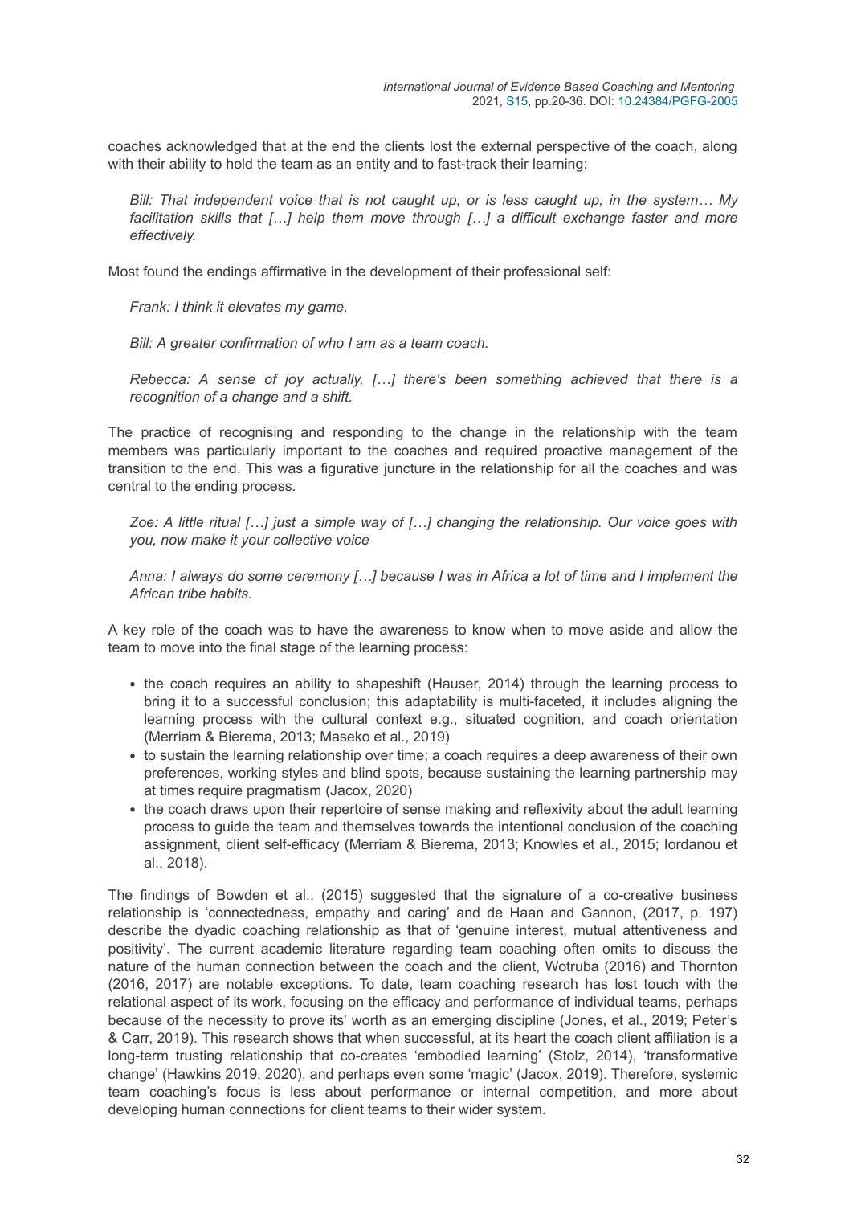coaches acknowledged that at the end the clients lost the external perspective of the coach, along with their ability to hold the team as an entity and to fast-track their learning:

*Bill: That independent voice that is not caught up, or is less caught up, in the system… My facilitation skills that […] help them move through […] a difficult exchange faster and more effectively.*

Most found the endings affirmative in the development of their professional self:

*Frank: I think it elevates my game.*

*Bill: A greater confirmation of who I am as a team coach.*

*Rebecca: A sense of joy actually, […] there's been something achieved that there is a recognition of a change and a shift.*

The practice of recognising and responding to the change in the relationship with the team members was particularly important to the coaches and required proactive management of the transition to the end. This was a figurative juncture in the relationship for all the coaches and was central to the ending process.

*Zoe: A little ritual […] just a simple way of […] changing the relationship. Our voice goes with you, now make it your collective voice*

*Anna: I always do some ceremony […] because I was in Africa a lot of time and I implement the African tribe habits.*

A key role of the coach was to have the awareness to know when to move aside and allow the team to move into the final stage of the learning process:

- the coach requires an ability to shapeshift (Hauser, 2014) through the learning process to bring it to a successful conclusion; this adaptability is multi-faceted, it includes aligning the learning process with the cultural context e.g., situated cognition, and coach orientation (Merriam & Bierema, 2013; Maseko et al., 2019)
- to sustain the learning relationship over time; a coach requires a deep awareness of their own preferences, working styles and blind spots, because sustaining the learning partnership may at times require pragmatism (Jacox, 2020)
- the coach draws upon their repertoire of sense making and reflexivity about the adult learning process to guide the team and themselves towards the intentional conclusion of the coaching assignment, client self-efficacy (Merriam & Bierema, 2013; Knowles et al., 2015; Iordanou et al., 2018).

The findings of Bowden et al., (2015) suggested that the signature of a co-creative business relationship is 'connectedness, empathy and caring' and de Haan and Gannon, (2017, p. 197) describe the dyadic coaching relationship as that of 'genuine interest, mutual attentiveness and positivity'. The current academic literature regarding team coaching often omits to discuss the nature of the human connection between the coach and the client, Wotruba (2016) and Thornton (2016, 2017) are notable exceptions. To date, team coaching research has lost touch with the relational aspect of its work, focusing on the efficacy and performance of individual teams, perhaps because of the necessity to prove its' worth as an emerging discipline (Jones, et al., 2019; Peter's & Carr, 2019). This research shows that when successful, at its heart the coach client affiliation is a long-term trusting relationship that co-creates 'embodied learning' (Stolz, 2014), 'transformative change' (Hawkins 2019, 2020), and perhaps even some 'magic' (Jacox, 2019). Therefore, systemic team coaching's focus is less about performance or internal competition, and more about developing human connections for client teams to their wider system.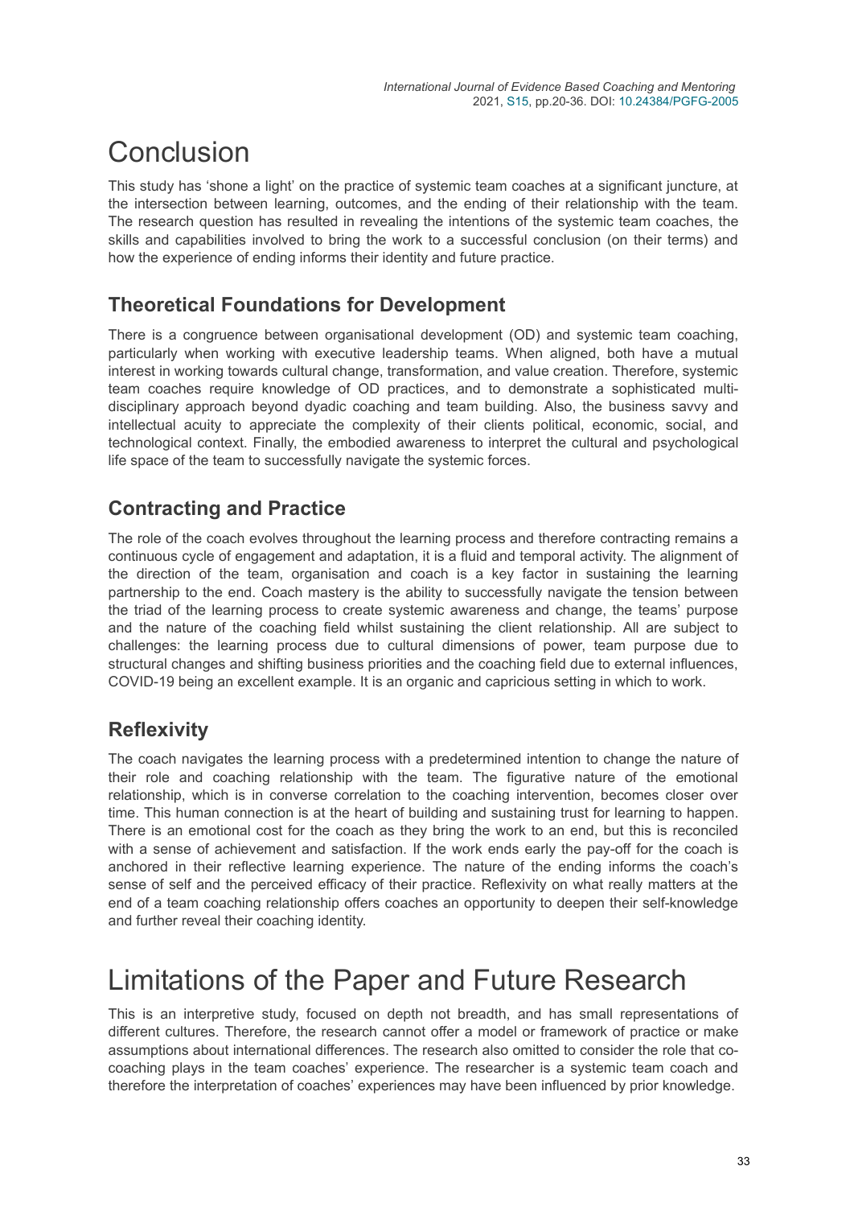# Conclusion

This study has 'shone a light' on the practice of systemic team coaches at a significant juncture, at the intersection between learning, outcomes, and the ending of their relationship with the team. The research question has resulted in revealing the intentions of the systemic team coaches, the skills and capabilities involved to bring the work to a successful conclusion (on their terms) and how the experience of ending informs their identity and future practice.

## Theoretical Foundations for Development

There is a congruence between organisational development (OD) and systemic team coaching, particularly when working with executive leadership teams. When aligned, both have a mutual interest in working towards cultural change, transformation, and value creation. Therefore, systemic team coaches require knowledge of OD practices, and to demonstrate a sophisticated multi-disciplinary approach beyond dyadic coaching and team building. Also, the business savvy and intellectual acuity to appreciate the complexity of their clients political, economic, social, and technological context. Finally, the embodied awareness to interpret the cultural and psychological life space of the team to successfully navigate the systemic forces.

## Contracting and Practice

The role of the coach evolves throughout the learning process and therefore contracting remains a continuous cycle of engagement and adaptation, it is a fluid and temporal activity. The alignment of the direction of the team, organisation and coach is a key factor in sustaining the learning partnership to the end. Coach mastery is the ability to successfully navigate the tension between the triad of the learning process to create systemic awareness and change, the teams' purpose and the nature of the coaching field whilst sustaining the client relationship. All are subject to challenges: the learning process due to cultural dimensions of power, team purpose due to structural changes and shifting business priorities and the coaching field due to external influences, COVID-19 being an excellent example. It is an organic and capricious setting in which to work.

## Reflexivity

The coach navigates the learning process with a predetermined intention to change the nature of their role and coaching relationship with the team. The figurative nature of the emotional relationship, which is in converse correlation to the coaching intervention, becomes closer over time. This human connection is at the heart of building and sustaining trust for learning to happen. There is an emotional cost for the coach as they bring the work to an end, but this is reconciled with a sense of achievement and satisfaction. If the work ends early the pay-off for the coach is anchored in their reflective learning experience. The nature of the ending informs the coach's sense of self and the perceived efficacy of their practice. Reflexivity on what really matters at the end of a team coaching relationship offers coaches an opportunity to deepen their self-knowledge and further reveal their coaching identity.

# Limitations of the Paper and Future Research

This is an interpretive study, focused on depth not breadth, and has small representations of different cultures. Therefore, the research cannot offer a model or framework of practice or make assumptions about international differences. The research also omitted to consider the role that co-coaching plays in the team coaches' experience. The researcher is a systemic team coach and therefore the interpretation of coaches' experiences may have been influenced by prior knowledge.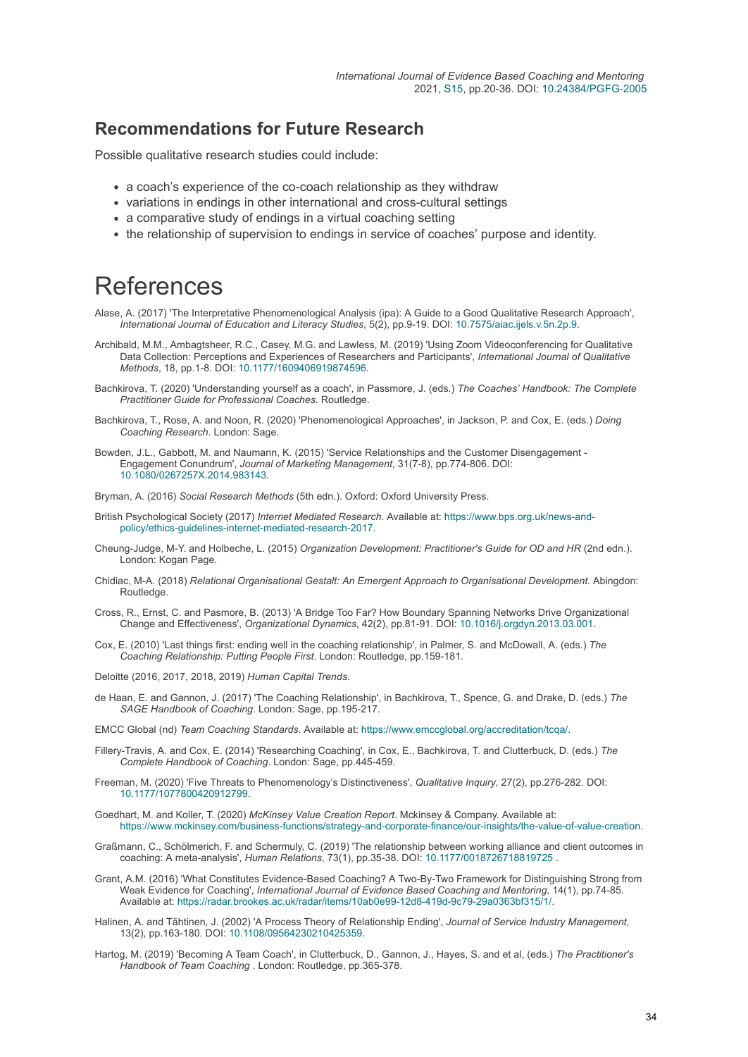## Recommendations for Future Research

Possible qualitative research studies could include:

- a coach's experience of the co-coach relationship as they withdraw
- variations in endings in other international and cross-cultural settings
- a comparative study of endings in a virtual coaching setting
- the relationship of supervision to endings in service of coaches' purpose and identity.

# References

Alase, A. (2017) 'The Interpretative Phenomenological Analysis (ipa): A Guide to a Good Qualitative Research Approach', *International Journal of Education and Literacy Studies*, 5(2), pp.9-19. DOI: 10.7575/aiac.ijels.v.5n.2p.9.

Archibald, M.M., Ambagtsheer, R.C., Casey, M.G. and Lawless, M. (2019) 'Using Zoom Videoconferencing for Qualitative Data Collection: Perceptions and Experiences of Researchers and Participants', *International Journal of Qualitative Methods*, 18, pp.1-8. DOI: 10.1177/1609406919874596.

Bachkirova, T. (2020) 'Understanding yourself as a coach', in Passmore, J. (eds.) *The Coaches' Handbook: The Complete Practitioner Guide for Professional Coaches*. Routledge.

Bachkirova, T., Rose, A. and Noon, R. (2020) 'Phenomenological Approaches', in Jackson, P. and Cox, E. (eds.) *Doing Coaching Research*. London: Sage.

Bowden, J.L., Gabbott, M. and Naumann, K. (2015) 'Service Relationships and the Customer Disengagement - Engagement Conundrum', *Journal of Marketing Management*, 31(7-8), pp.774-806. DOI: 10.1080/0267257X.2014.983143.

Bryman, A. (2016) *Social Research Methods* (5th edn.). Oxford: Oxford University Press.

British Psychological Society (2017) *Internet Mediated Research*. Available at: https://www.bps.org.uk/news-and-policy/ethics-guidelines-internet-mediated-research-2017.

Cheung-Judge, M-Y. and Holbeche, L. (2015) *Organization Development: Practitioner's Guide for OD and HR* (2nd edn.). London: Kogan Page.

Chidiac, M-A. (2018) *Relational Organisational Gestalt: An Emergent Approach to Organisational Development*. Abingdon: Routledge.

Cross, R., Ernst, C. and Pasmore, B. (2013) 'A Bridge Too Far? How Boundary Spanning Networks Drive Organizational Change and Effectiveness', *Organizational Dynamics*, 42(2), pp.81-91. DOI: 10.1016/j.orgdyn.2013.03.001.

Cox, E. (2010) 'Last things first: ending well in the coaching relationship', in Palmer, S. and McDowall, A. (eds.) *The Coaching Relationship: Putting People First*. London: Routledge, pp.159-181.

Deloitte (2016, 2017, 2018, 2019) *Human Capital Trends*.

de Haan, E. and Gannon, J. (2017) 'The Coaching Relationship', in Bachkirova, T., Spence, G. and Drake, D. (eds.) *The SAGE Handbook of Coaching*. London: Sage, pp.195-217.

EMCC Global (nd) *Team Coaching Standards*. Available at: https://www.emccglobal.org/accreditation/tcqa/.

Fillery-Travis, A. and Cox, E. (2014) 'Researching Coaching', in Cox, E., Bachkirova, T. and Clutterbuck, D. (eds.) *The Complete Handbook of Coaching*. London: Sage, pp.445-459.

Freeman, M. (2020) 'Five Threats to Phenomenology's Distinctiveness', *Qualitative Inquiry*, 27(2), pp.276-282. DOI: 10.1177/1077800420912799.

Goedhart, M. and Koller, T. (2020) *McKinsey Value Creation Report*. Mckinsey & Company. Available at: https://www.mckinsey.com/business-functions/strategy-and-corporate-finance/our-insights/the-value-of-value-creation.

Graßmann, C., Schölmerich, F. and Schermuly, C. (2019) 'The relationship between working alliance and client outcomes in coaching: A meta-analysis', *Human Relations*, 73(1), pp.35-38. DOI: 10.1177/0018726718819725 .

Grant, A.M. (2016) 'What Constitutes Evidence-Based Coaching? A Two-By-Two Framework for Distinguishing Strong from Weak Evidence for Coaching', *International Journal of Evidence Based Coaching and Mentoring*, 14(1), pp.74-85. Available at: https://radar.brookes.ac.uk/radar/items/10ab0e99-12d8-419d-9c79-29a0363bf315/1/.

Halinen, A. and Tähtinen, J. (2002) 'A Process Theory of Relationship Ending', *Journal of Service Industry Management*, 13(2), pp.163-180. DOI: 10.1108/09564230210425359.

Hartog, M. (2019) 'Becoming A Team Coach', in Clutterbuck, D., Gannon, J., Hayes, S. and et al, (eds.) *The Practitioner's Handbook of Team Coaching* . London: Routledge, pp.365-378.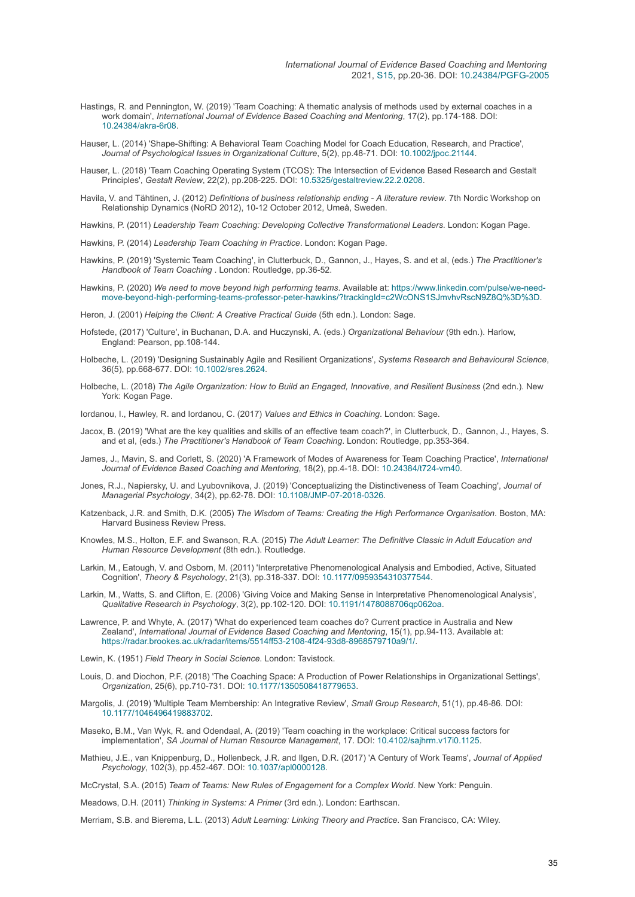Hastings, R. and Pennington, W. (2019) 'Team Coaching: A thematic analysis of methods used by external coaches in a work domain', *International Journal of Evidence Based Coaching and Mentoring*, 17(2), pp.174-188. DOI: 10.24384/akra-6r08.

Hauser, L. (2014) 'Shape-Shifting: A Behavioral Team Coaching Model for Coach Education, Research, and Practice', *Journal of Psychological Issues in Organizational Culture*, 5(2), pp.48-71. DOI: 10.1002/jpoc.21144.

Hauser, L. (2018) 'Team Coaching Operating System (TCOS): The Intersection of Evidence Based Research and Gestalt Principles', *Gestalt Review*, 22(2), pp.208-225. DOI: 10.5325/gestaltreview.22.2.0208.

Havila, V. and Tähtinen, J. (2012) *Definitions of business relationship ending - A literature review*. 7th Nordic Workshop on Relationship Dynamics (NoRD 2012), 10-12 October 2012, Umeå, Sweden.

Hawkins, P. (2011) *Leadership Team Coaching: Developing Collective Transformational Leaders*. London: Kogan Page.

Hawkins, P. (2014) *Leadership Team Coaching in Practice*. London: Kogan Page.

Hawkins, P. (2019) 'Systemic Team Coaching', in Clutterbuck, D., Gannon, J., Hayes, S. and et al, (eds.) *The Practitioner's Handbook of Team Coaching* . London: Routledge, pp.36-52.

Hawkins, P. (2020) *We need to move beyond high performing teams*. Available at: https://www.linkedin.com/pulse/we-need-move-beyond-high-performing-teams-professor-peter-hawkins/?trackingId=c2WcONS1SJmvhvRscN9Z8Q%3D%3D.

Heron, J. (2001) *Helping the Client: A Creative Practical Guide* (5th edn.). London: Sage.

Hofstede, (2017) 'Culture', in Buchanan, D.A. and Huczynski, A. (eds.) *Organizational Behaviour* (9th edn.). Harlow, England: Pearson, pp.108-144.

Holbeche, L. (2019) 'Designing Sustainably Agile and Resilient Organizations', *Systems Research and Behavioural Science*, 36(5), pp.668-677. DOI: 10.1002/sres.2624.

Holbeche, L. (2018) *The Agile Organization: How to Build an Engaged, Innovative, and Resilient Business* (2nd edn.). New York: Kogan Page.

Iordanou, I., Hawley, R. and Iordanou, C. (2017) *Values and Ethics in Coaching*. London: Sage.

Jacox, B. (2019) 'What are the key qualities and skills of an effective team coach?', in Clutterbuck, D., Gannon, J., Hayes, S. and et al, (eds.) *The Practitioner's Handbook of Team Coaching*. London: Routledge, pp.353-364.

James, J., Mavin, S. and Corlett, S. (2020) 'A Framework of Modes of Awareness for Team Coaching Practice', *International Journal of Evidence Based Coaching and Mentoring*, 18(2), pp.4-18. DOI: 10.24384/t724-vm40.

Jones, R.J., Napiersky, U. and Lyubovnikova, J. (2019) 'Conceptualizing the Distinctiveness of Team Coaching', *Journal of Managerial Psychology*, 34(2), pp.62-78. DOI: 10.1108/JMP-07-2018-0326.

Katzenback, J.R. and Smith, D.K. (2005) *The Wisdom of Teams: Creating the High Performance Organisation*. Boston, MA: Harvard Business Review Press.

Knowles, M.S., Holton, E.F. and Swanson, R.A. (2015) *The Adult Learner: The Definitive Classic in Adult Education and Human Resource Development* (8th edn.). Routledge.

Larkin, M., Eatough, V. and Osborn, M. (2011) 'Interpretative Phenomenological Analysis and Embodied, Active, Situated Cognition', *Theory & Psychology*, 21(3), pp.318-337. DOI: 10.1177/0959354310377544.

Larkin, M., Watts, S. and Clifton, E. (2006) 'Giving Voice and Making Sense in Interpretative Phenomenological Analysis', *Qualitative Research in Psychology*, 3(2), pp.102-120. DOI: 10.1191/1478088706qp062oa.

Lawrence, P. and Whyte, A. (2017) 'What do experienced team coaches do? Current practice in Australia and New Zealand', *International Journal of Evidence Based Coaching and Mentoring*, 15(1), pp.94-113. Available at: https://radar.brookes.ac.uk/radar/items/5514ff53-2108-4f24-93d8-8968579710a9/1/.

Lewin, K. (1951) *Field Theory in Social Science*. London: Tavistock.

Louis, D. and Diochon, P.F. (2018) 'The Coaching Space: A Production of Power Relationships in Organizational Settings', *Organization*, 25(6), pp.710-731. DOI: 10.1177/1350508418779653.

Margolis, J. (2019) 'Multiple Team Membership: An Integrative Review', *Small Group Research*, 51(1), pp.48-86. DOI: 10.1177/1046496419883702.

Maseko, B.M., Van Wyk, R. and Odendaal, A. (2019) 'Team coaching in the workplace: Critical success factors for implementation', *SA Journal of Human Resource Management*, 17. DOI: 10.4102/sajhrm.v17i0.1125.

Mathieu, J.E., van Knippenburg, D., Hollenbeck, J.R. and Ilgen, D.R. (2017) 'A Century of Work Teams', *Journal of Applied Psychology*, 102(3), pp.452-467. DOI: 10.1037/apl0000128.

McCrystal, S.A. (2015) *Team of Teams: New Rules of Engagement for a Complex World*. New York: Penguin.

Meadows, D.H. (2011) *Thinking in Systems: A Primer* (3rd edn.). London: Earthscan.

Merriam, S.B. and Bierema, L.L. (2013) *Adult Learning: Linking Theory and Practice*. San Francisco, CA: Wiley.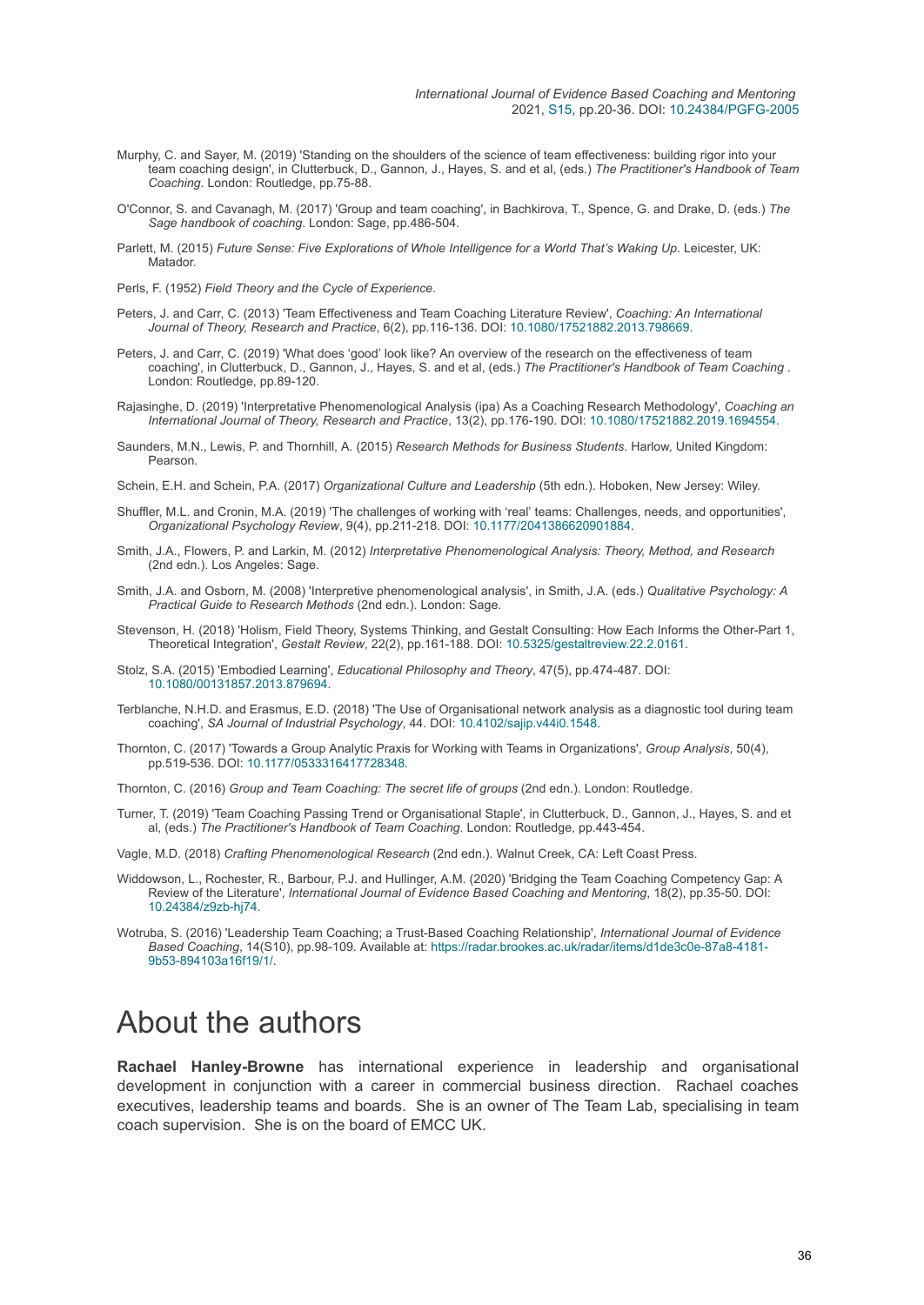Murphy, C. and Sayer, M. (2019) 'Standing on the shoulders of the science of team effectiveness: building rigor into your team coaching design', in Clutterbuck, D., Gannon, J., Hayes, S. and et al, (eds.) *The Practitioner's Handbook of Team Coaching*. London: Routledge, pp.75-88.

O'Connor, S. and Cavanagh, M. (2017) 'Group and team coaching', in Bachkirova, T., Spence, G. and Drake, D. (eds.) *The Sage handbook of coaching*. London: Sage, pp.486-504.

Parlett, M. (2015) *Future Sense: Five Explorations of Whole Intelligence for a World That's Waking Up*. Leicester, UK: Matador.

Perls, F. (1952) *Field Theory and the Cycle of Experience*.

Peters, J. and Carr, C. (2013) 'Team Effectiveness and Team Coaching Literature Review', *Coaching: An International Journal of Theory, Research and Practice*, 6(2), pp.116-136. DOI: 10.1080/17521882.2013.798669.

Peters, J. and Carr, C. (2019) 'What does 'good' look like? An overview of the research on the effectiveness of team coaching', in Clutterbuck, D., Gannon, J., Hayes, S. and et al, (eds.) *The Practitioner's Handbook of Team Coaching* . London: Routledge, pp.89-120.

Rajasinghe, D. (2019) 'Interpretative Phenomenological Analysis (ipa) As a Coaching Research Methodology', *Coaching an International Journal of Theory, Research and Practice*, 13(2), pp.176-190. DOI: 10.1080/17521882.2019.1694554.

Saunders, M.N., Lewis, P. and Thornhill, A. (2015) *Research Methods for Business Students*. Harlow, United Kingdom: Pearson.

Schein, E.H. and Schein, P.A. (2017) *Organizational Culture and Leadership* (5th edn.). Hoboken, New Jersey: Wiley.

Shuffler, M.L. and Cronin, M.A. (2019) 'The challenges of working with 'real' teams: Challenges, needs, and opportunities', *Organizational Psychology Review*, 9(4), pp.211-218. DOI: 10.1177/2041386620901884.

Smith, J.A., Flowers, P. and Larkin, M. (2012) *Interpretative Phenomenological Analysis: Theory, Method, and Research* (2nd edn.). Los Angeles: Sage.

Smith, J.A. and Osborn, M. (2008) 'Interpretive phenomenological analysis', in Smith, J.A. (eds.) *Qualitative Psychology: A Practical Guide to Research Methods* (2nd edn.). London: Sage.

Stevenson, H. (2018) 'Holism, Field Theory, Systems Thinking, and Gestalt Consulting: How Each Informs the Other-Part 1, Theoretical Integration', *Gestalt Review*, 22(2), pp.161-188. DOI: 10.5325/gestaltreview.22.2.0161.

Stolz, S.A. (2015) 'Embodied Learning', *Educational Philosophy and Theory*, 47(5), pp.474-487. DOI: 10.1080/00131857.2013.879694.

Terblanche, N.H.D. and Erasmus, E.D. (2018) 'The Use of Organisational network analysis as a diagnostic tool during team coaching', *SA Journal of Industrial Psychology*, 44. DOI: 10.4102/sajip.v44i0.1548.

Thornton, C. (2017) 'Towards a Group Analytic Praxis for Working with Teams in Organizations', *Group Analysis*, 50(4), pp.519-536. DOI: 10.1177/0533316417728348.

Thornton, C. (2016) *Group and Team Coaching: The secret life of groups* (2nd edn.). London: Routledge.

Turner, T. (2019) 'Team Coaching Passing Trend or Organisational Staple', in Clutterbuck, D., Gannon, J., Hayes, S. and et al, (eds.) *The Practitioner's Handbook of Team Coaching*. London: Routledge, pp.443-454.

Vagle, M.D. (2018) *Crafting Phenomenological Research* (2nd edn.). Walnut Creek, CA: Left Coast Press.

Widdowson, L., Rochester, R., Barbour, P.J. and Hullinger, A.M. (2020) 'Bridging the Team Coaching Competency Gap: A Review of the Literature', *International Journal of Evidence Based Coaching and Mentoring*, 18(2), pp.35-50. DOI: 10.24384/z9zb-hj74.

Wotruba, S. (2016) 'Leadership Team Coaching; a Trust-Based Coaching Relationship', *International Journal of Evidence Based Coaching*, 14(S10), pp.98-109. Available at: https://radar.brookes.ac.uk/radar/items/d1de3c0e-87a8-4181-9b53-894103a16f19/1/.

# About the authors

**Rachael Hanley-Browne** has international experience in leadership and organisational development in conjunction with a career in commercial business direction. Rachael coaches executives, leadership teams and boards. She is an owner of The Team Lab, specialising in team coach supervision. She is on the board of EMCC UK.